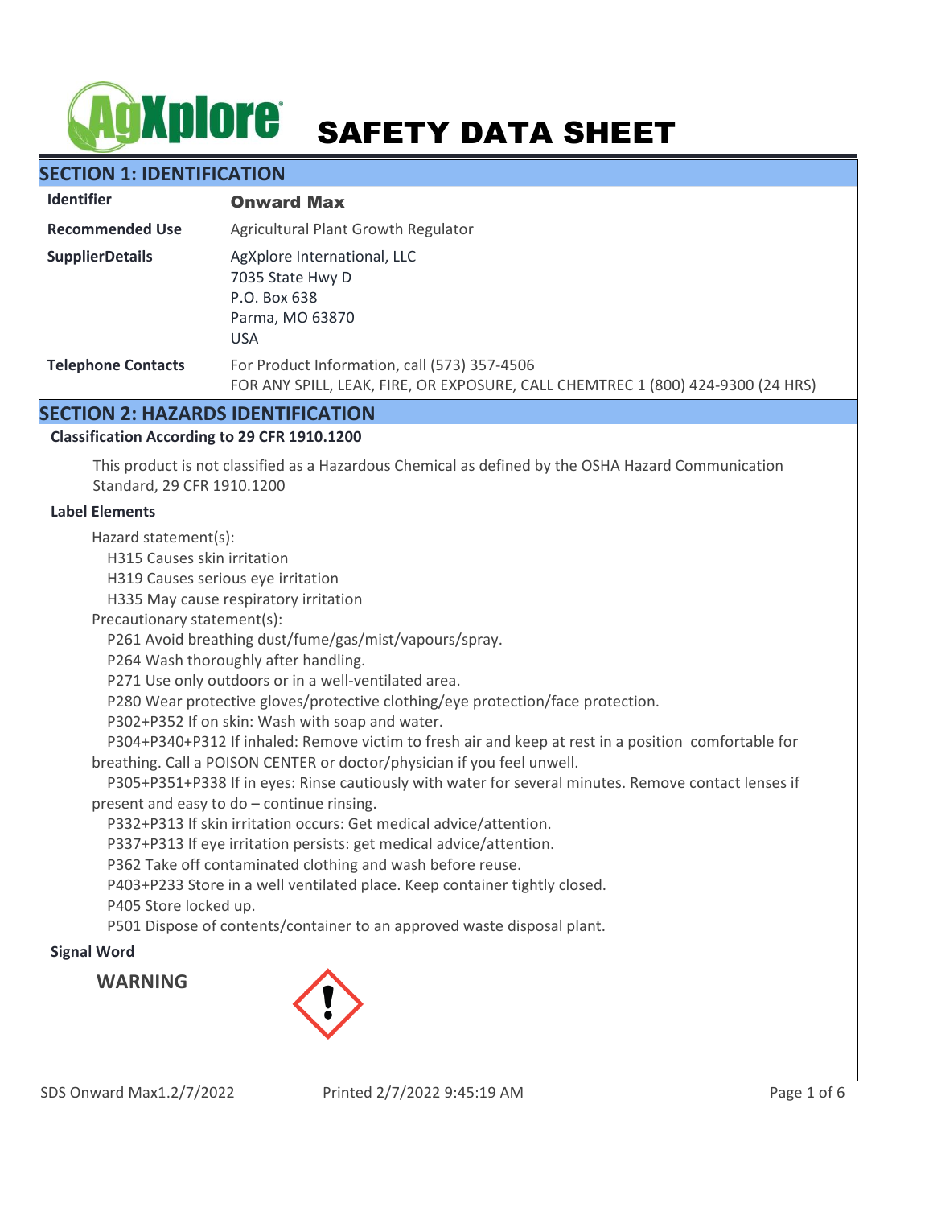# SAFETY DATA SHEET

## SECTION 1: IDENTIFICATION

| | |
|---|---|
| **Identifier** | **Onward Max** |
| **Recommended Use** | Agricultural Plant Growth Regulator |
| **SupplierDetails** | AgXplore International, LLC<br>7035 State Hwy D<br>P.O. Box 638<br>Parma, MO 63870<br>USA |
| **Telephone Contacts** | For Product Information, call (573) 357-4506<br>FOR ANY SPILL, LEAK, FIRE, OR EXPOSURE, CALL CHEMTREC 1 (800) 424-9300 (24 HRS) |

## SECTION 2: HAZARDS IDENTIFICATION

### Classification According to 29 CFR 1910.1200

This product is not classified as a Hazardous Chemical as defined by the OSHA Hazard Communication Standard, 29 CFR 1910.1200

### Label Elements

Hazard statement(s):

- H315 Causes skin irritation
- H319 Causes serious eye irritation
- H335 May cause respiratory irritation

Precautionary statement(s):

- P261 Avoid breathing dust/fume/gas/mist/vapours/spray.
- P264 Wash thoroughly after handling.
- P271 Use only outdoors or in a well-ventilated area.
- P280 Wear protective gloves/protective clothing/eye protection/face protection.
- P302+P352 If on skin: Wash with soap and water.
- P304+P340+P312 If inhaled: Remove victim to fresh air and keep at rest in a position comfortable for breathing. Call a POISON CENTER or doctor/physician if you feel unwell.
- P305+P351+P338 If in eyes: Rinse cautiously with water for several minutes. Remove contact lenses if present and easy to do – continue rinsing.
- P332+P313 If skin irritation occurs: Get medical advice/attention.
- P337+P313 If eye irritation persists: get medical advice/attention.
- P362 Take off contaminated clothing and wash before reuse.
- P403+P233 Store in a well ventilated place. Keep container tightly closed.
- P405 Store locked up.
- P501 Dispose of contents/container to an approved waste disposal plant.

### Signal Word

**WARNING**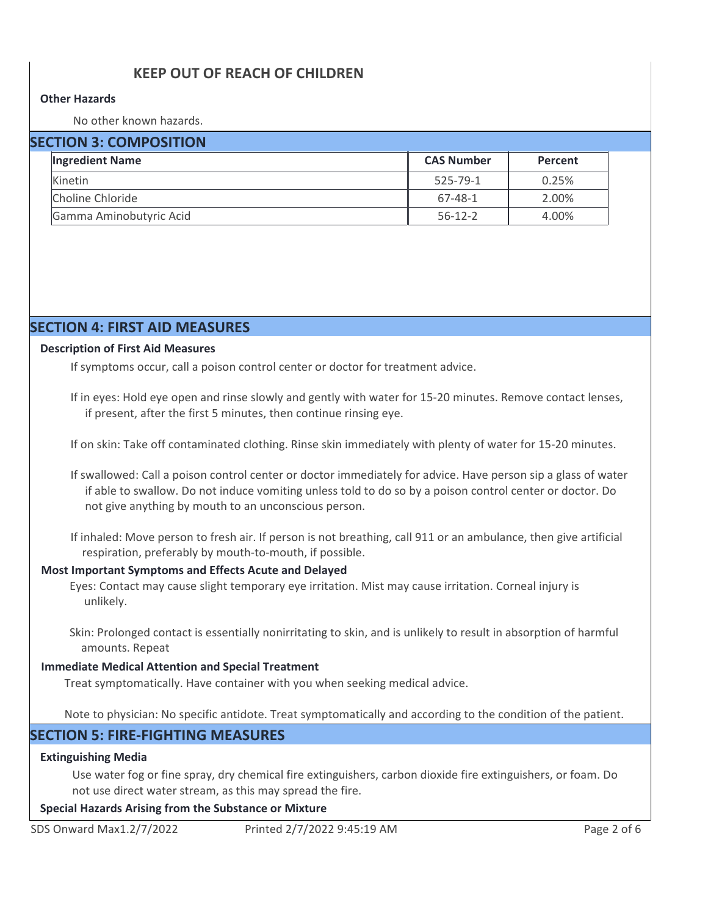## KEEP OUT OF REACH OF CHILDREN

**Other Hazards**

No other known hazards.

## SECTION 3: COMPOSITION

| Ingredient Name | CAS Number | Percent |
|---|---|---|
| Kinetin | 525-79-1 | 0.25% |
| Choline Chloride | 67-48-1 | 2.00% |
| Gamma Aminobutyric Acid | 56-12-2 | 4.00% |

## SECTION 4: FIRST AID MEASURES

**Description of First Aid Measures**

If symptoms occur, call a poison control center or doctor for treatment advice.

If in eyes: Hold eye open and rinse slowly and gently with water for 15-20 minutes. Remove contact lenses, if present, after the first 5 minutes, then continue rinsing eye.

If on skin: Take off contaminated clothing. Rinse skin immediately with plenty of water for 15-20 minutes.

If swallowed: Call a poison control center or doctor immediately for advice. Have person sip a glass of water if able to swallow. Do not induce vomiting unless told to do so by a poison control center or doctor. Do not give anything by mouth to an unconscious person.

If inhaled: Move person to fresh air. If person is not breathing, call 911 or an ambulance, then give artificial respiration, preferably by mouth-to-mouth, if possible.

**Most Important Symptoms and Effects Acute and Delayed**

Eyes: Contact may cause slight temporary eye irritation. Mist may cause irritation. Corneal injury is unlikely.

Skin: Prolonged contact is essentially nonirritating to skin, and is unlikely to result in absorption of harmful amounts. Repeat

**Immediate Medical Attention and Special Treatment**

Treat symptomatically. Have container with you when seeking medical advice.

Note to physician: No specific antidote. Treat symptomatically and according to the condition of the patient.

## SECTION 5: FIRE-FIGHTING MEASURES

**Extinguishing Media**

Use water fog or fine spray, dry chemical fire extinguishers, carbon dioxide fire extinguishers, or foam. Do not use direct water stream, as this may spread the fire.

**Special Hazards Arising from the Substance or Mixture**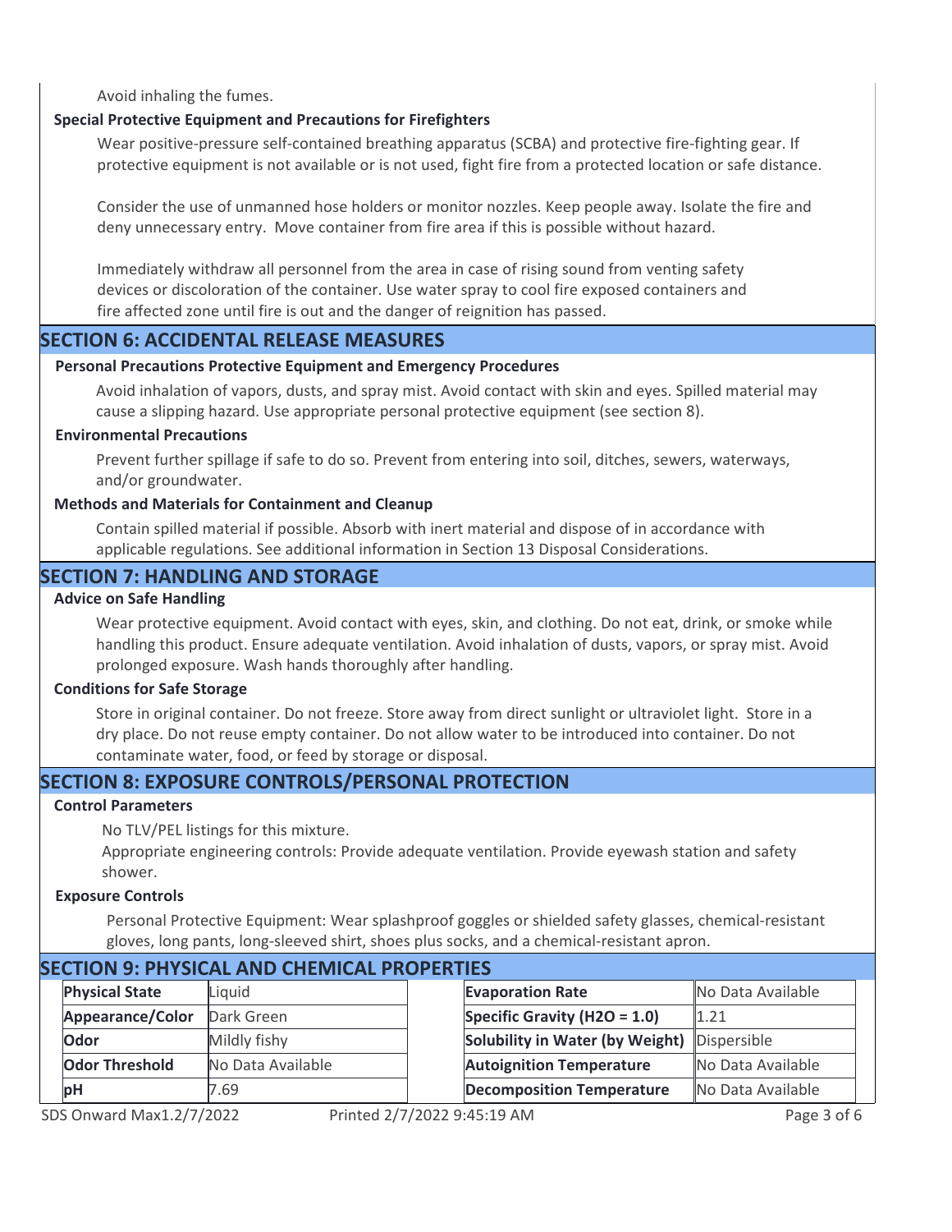Avoid inhaling the fumes.

**Special Protective Equipment and Precautions for Firefighters**

Wear positive-pressure self-contained breathing apparatus (SCBA) and protective fire-fighting gear. If protective equipment is not available or is not used, fight fire from a protected location or safe distance.

Consider the use of unmanned hose holders or monitor nozzles. Keep people away. Isolate the fire and deny unnecessary entry. Move container from fire area if this is possible without hazard.

Immediately withdraw all personnel from the area in case of rising sound from venting safety devices or discoloration of the container. Use water spray to cool fire exposed containers and fire affected zone until fire is out and the danger of reignition has passed.

## SECTION 6: ACCIDENTAL RELEASE MEASURES

**Personal Precautions Protective Equipment and Emergency Procedures**

Avoid inhalation of vapors, dusts, and spray mist. Avoid contact with skin and eyes. Spilled material may cause a slipping hazard. Use appropriate personal protective equipment (see section 8).

**Environmental Precautions**

Prevent further spillage if safe to do so. Prevent from entering into soil, ditches, sewers, waterways, and/or groundwater.

**Methods and Materials for Containment and Cleanup**

Contain spilled material if possible. Absorb with inert material and dispose of in accordance with applicable regulations. See additional information in Section 13 Disposal Considerations.

## SECTION 7: HANDLING AND STORAGE

**Advice on Safe Handling**

Wear protective equipment. Avoid contact with eyes, skin, and clothing. Do not eat, drink, or smoke while handling this product. Ensure adequate ventilation. Avoid inhalation of dusts, vapors, or spray mist. Avoid prolonged exposure. Wash hands thoroughly after handling.

**Conditions for Safe Storage**

Store in original container. Do not freeze. Store away from direct sunlight or ultraviolet light. Store in a dry place. Do not reuse empty container. Do not allow water to be introduced into container. Do not contaminate water, food, or feed by storage or disposal.

## SECTION 8: EXPOSURE CONTROLS/PERSONAL PROTECTION

**Control Parameters**

No TLV/PEL listings for this mixture.
Appropriate engineering controls: Provide adequate ventilation. Provide eyewash station and safety shower.

**Exposure Controls**

Personal Protective Equipment: Wear splashproof goggles or shielded safety glasses, chemical-resistant gloves, long pants, long-sleeved shirt, shoes plus socks, and a chemical-resistant apron.

## SECTION 9: PHYSICAL AND CHEMICAL PROPERTIES

| | |
|---|---|
| **Physical State** | Liquid |
| **Appearance/Color** | Dark Green |
| **Odor** | Mildly fishy |
| **Odor Threshold** | No Data Available |
| **pH** | 7.69 |

| | |
|---|---|
| **Evaporation Rate** | No Data Available |
| **Specific Gravity (H2O = 1.0)** | 1.21 |
| **Solubility in Water (by Weight)** | Dispersible |
| **Autoignition Temperature** | No Data Available |
| **Decomposition Temperature** | No Data Available |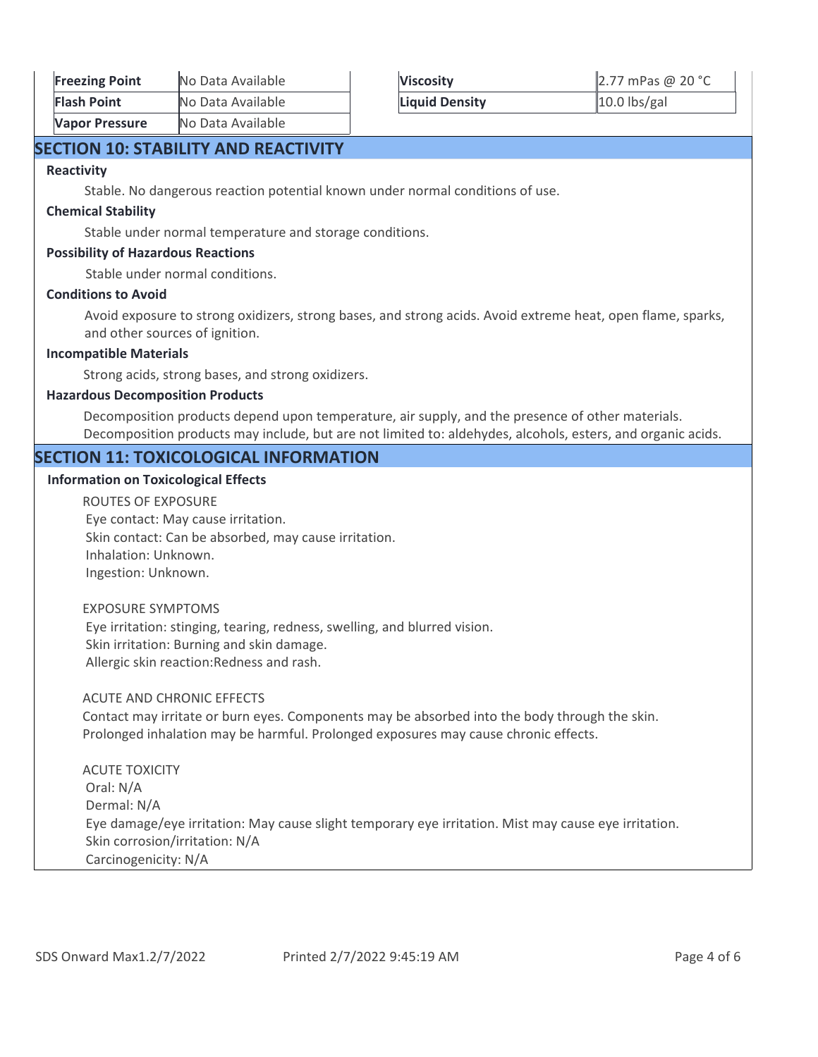| | | | |
|---|---|---|---|
| **Freezing Point** | No Data Available | **Viscosity** | 2.77 mPas @ 20 °C |
| **Flash Point** | No Data Available | **Liquid Density** | 10.0 lbs/gal |
| **Vapor Pressure** | No Data Available | | |

## SECTION 10: STABILITY AND REACTIVITY

### Reactivity

Stable. No dangerous reaction potential known under normal conditions of use.

### Chemical Stability

Stable under normal temperature and storage conditions.

### Possibility of Hazardous Reactions

Stable under normal conditions.

### Conditions to Avoid

Avoid exposure to strong oxidizers, strong bases, and strong acids. Avoid extreme heat, open flame, sparks, and other sources of ignition.

### Incompatible Materials

Strong acids, strong bases, and strong oxidizers.

### Hazardous Decomposition Products

Decomposition products depend upon temperature, air supply, and the presence of other materials. Decomposition products may include, but are not limited to: aldehydes, alcohols, esters, and organic acids.

## SECTION 11: TOXICOLOGICAL INFORMATION

### Information on Toxicological Effects

ROUTES OF EXPOSURE
Eye contact: May cause irritation.
Skin contact: Can be absorbed, may cause irritation.
Inhalation: Unknown.
Ingestion: Unknown.

EXPOSURE SYMPTOMS
Eye irritation: stinging, tearing, redness, swelling, and blurred vision.
Skin irritation: Burning and skin damage.
Allergic skin reaction:Redness and rash.

ACUTE AND CHRONIC EFFECTS
Contact may irritate or burn eyes. Components may be absorbed into the body through the skin.
Prolonged inhalation may be harmful. Prolonged exposures may cause chronic effects.

ACUTE TOXICITY
Oral: N/A
Dermal: N/A
Eye damage/eye irritation: May cause slight temporary eye irritation. Mist may cause eye irritation.
Skin corrosion/irritation: N/A
Carcinogenicity: N/A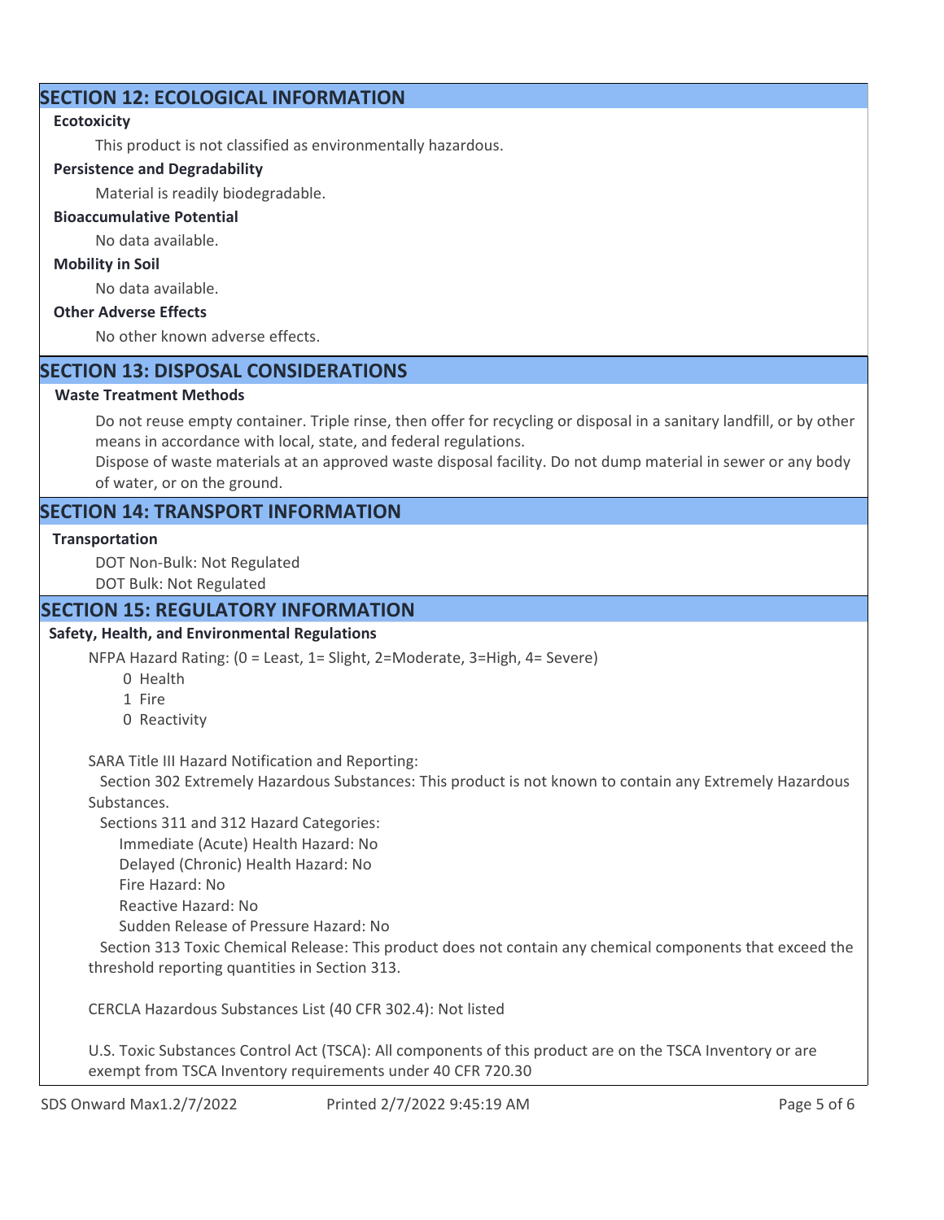## SECTION 12: ECOLOGICAL INFORMATION

**Ecotoxicity**

This product is not classified as environmentally hazardous.

**Persistence and Degradability**

Material is readily biodegradable.

**Bioaccumulative Potential**

No data available.

**Mobility in Soil**

No data available.

**Other Adverse Effects**

No other known adverse effects.

## SECTION 13: DISPOSAL CONSIDERATIONS

**Waste Treatment Methods**

Do not reuse empty container. Triple rinse, then offer for recycling or disposal in a sanitary landfill, or by other means in accordance with local, state, and federal regulations.
Dispose of waste materials at an approved waste disposal facility. Do not dump material in sewer or any body of water, or on the ground.

## SECTION 14: TRANSPORT INFORMATION

**Transportation**

DOT Non-Bulk: Not Regulated
DOT Bulk: Not Regulated

## SECTION 15: REGULATORY INFORMATION

**Safety, Health, and Environmental Regulations**

NFPA Hazard Rating: (0 = Least, 1= Slight, 2=Moderate, 3=High, 4= Severe)

- 0 Health
- 1 Fire
- 0 Reactivity

SARA Title III Hazard Notification and Reporting:

Section 302 Extremely Hazardous Substances: This product is not known to contain any Extremely Hazardous Substances.

Sections 311 and 312 Hazard Categories:

- Immediate (Acute) Health Hazard: No
- Delayed (Chronic) Health Hazard: No
- Fire Hazard: No
- Reactive Hazard: No
- Sudden Release of Pressure Hazard: No

Section 313 Toxic Chemical Release: This product does not contain any chemical components that exceed the threshold reporting quantities in Section 313.

CERCLA Hazardous Substances List (40 CFR 302.4): Not listed

U.S. Toxic Substances Control Act (TSCA): All components of this product are on the TSCA Inventory or are exempt from TSCA Inventory requirements under 40 CFR 720.30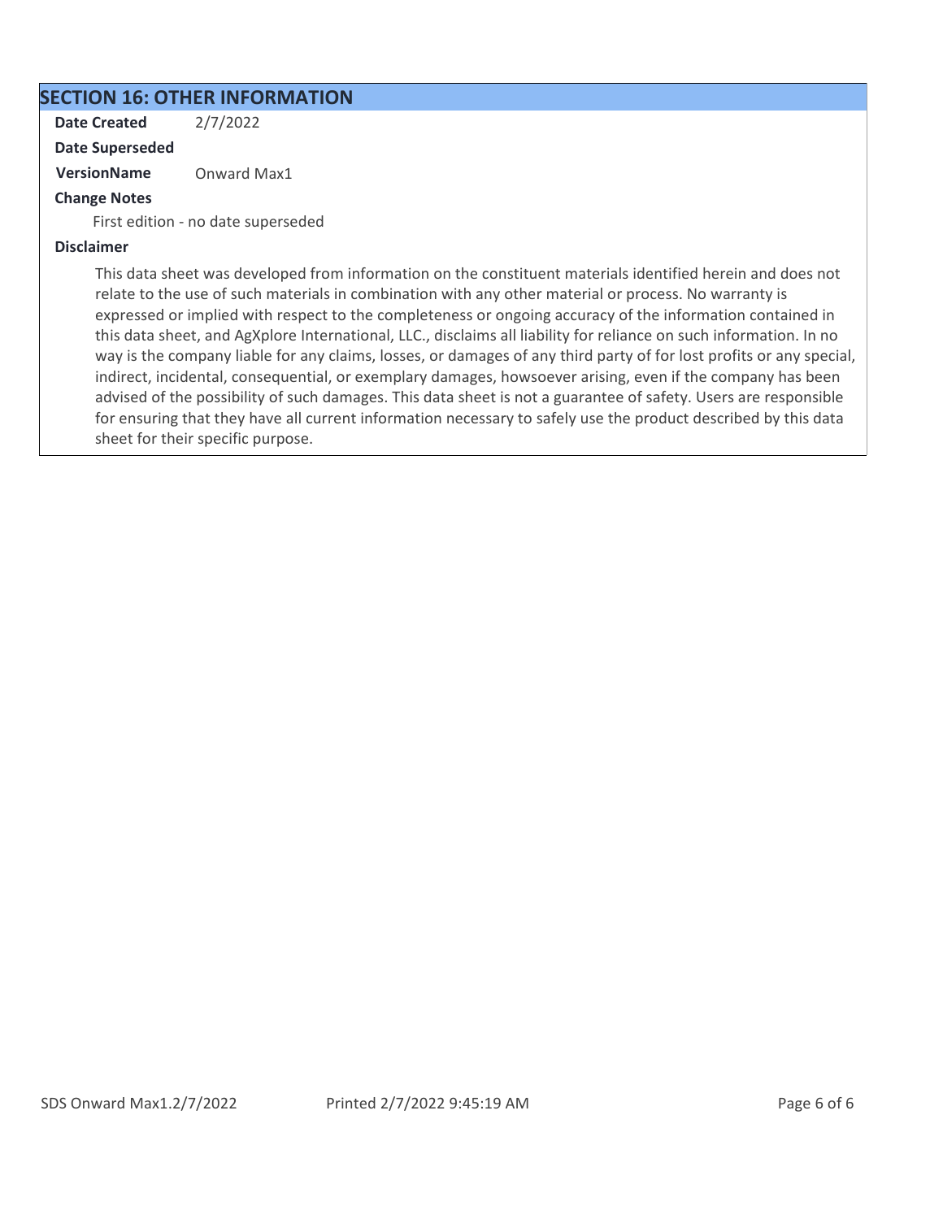## SECTION 16: OTHER INFORMATION

**Date Created** 2/7/2022

**Date Superseded**

**VersionName** Onward Max1

**Change Notes**

First edition - no date superseded

**Disclaimer**

This data sheet was developed from information on the constituent materials identified herein and does not relate to the use of such materials in combination with any other material or process. No warranty is expressed or implied with respect to the completeness or ongoing accuracy of the information contained in this data sheet, and AgXplore International, LLC., disclaims all liability for reliance on such information. In no way is the company liable for any claims, losses, or damages of any third party of for lost profits or any special, indirect, incidental, consequential, or exemplary damages, howsoever arising, even if the company has been advised of the possibility of such damages. This data sheet is not a guarantee of safety. Users are responsible for ensuring that they have all current information necessary to safely use the product described by this data sheet for their specific purpose.